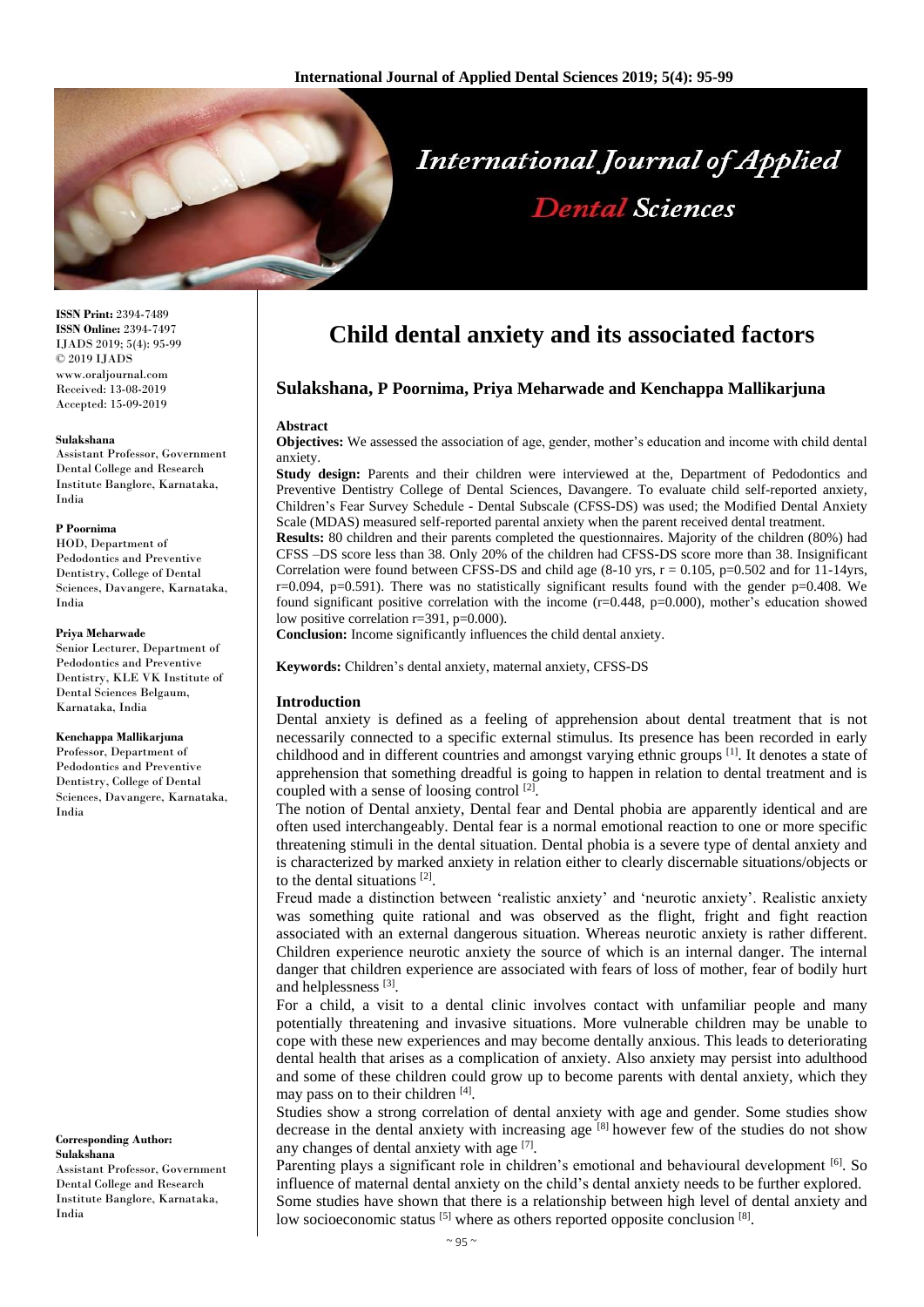# Child dental anxiety and its associated factors

**Sulakshana, P Poornima, Priya Meharwade and Kenchappa Mallikarjuna**

ISSN Print: 2394-7489
ISSN Online: 2394-7497
IJADS 2019; 5(4): 95-99
© 2019 IJADS
www.oraljournal.com
Received: 13-08-2019
Accepted: 15-09-2019

**Sulakshana**
Assistant Professor, Government Dental College and Research Institute Banglore, Karnataka, India

**P Poornima**
HOD, Department of Pedodontics and Preventive Dentistry, College of Dental Sciences, Davangere, Karnataka, India

**Priya Meharwade**
Senior Lecturer, Department of Pedodontics and Preventive Dentistry, KLE VK Institute of Dental Sciences Belgaum, Karnataka, India

**Kenchappa Mallikarjuna**
Professor, Department of Pedodontics and Preventive Dentistry, College of Dental Sciences, Davangere, Karnataka, India

**Corresponding Author:**
**Sulakshana**
Assistant Professor, Government Dental College and Research Institute Banglore, Karnataka, India

## Abstract

**Objectives:** We assessed the association of age, gender, mother's education and income with child dental anxiety.

**Study design:** Parents and their children were interviewed at the, Department of Pedodontics and Preventive Dentistry College of Dental Sciences, Davangere. To evaluate child self-reported anxiety, Children's Fear Survey Schedule - Dental Subscale (CFSS-DS) was used; the Modified Dental Anxiety Scale (MDAS) measured self-reported parental anxiety when the parent received dental treatment.

**Results:** 80 children and their parents completed the questionnaires. Majority of the children (80%) had CFSS –DS score less than 38. Only 20% of the children had CFSS-DS score more than 38. Insignificant Correlation were found between CFSS-DS and child age (8-10 yrs, $r = 0.105$, $p=0.502$ and for 11-14yrs, $r=0.094$, $p=0.591$). There was no statistically significant results found with the gender $p=0.408$. We found significant positive correlation with the income ($r=0.448$, $p=0.000$), mother's education showed low positive correlation $r=391$, $p=0.000$).

**Conclusion:** Income significantly influences the child dental anxiety.

**Keywords:** Children's dental anxiety, maternal anxiety, CFSS-DS

## Introduction

Dental anxiety is defined as a feeling of apprehension about dental treatment that is not necessarily connected to a specific external stimulus. Its presence has been recorded in early childhood and in different countries and amongst varying ethnic groups [1]. It denotes a state of apprehension that something dreadful is going to happen in relation to dental treatment and is coupled with a sense of loosing control [2].

The notion of Dental anxiety, Dental fear and Dental phobia are apparently identical and are often used interchangeably. Dental fear is a normal emotional reaction to one or more specific threatening stimuli in the dental situation. Dental phobia is a severe type of dental anxiety and is characterized by marked anxiety in relation either to clearly discernable situations/objects or to the dental situations [2].

Freud made a distinction between 'realistic anxiety' and 'neurotic anxiety'. Realistic anxiety was something quite rational and was observed as the flight, fright and fight reaction associated with an external dangerous situation. Whereas neurotic anxiety is rather different. Children experience neurotic anxiety the source of which is an internal danger. The internal danger that children experience are associated with fears of loss of mother, fear of bodily hurt and helplessness [3].

For a child, a visit to a dental clinic involves contact with unfamiliar people and many potentially threatening and invasive situations. More vulnerable children may be unable to cope with these new experiences and may become dentally anxious. This leads to deteriorating dental health that arises as a complication of anxiety. Also anxiety may persist into adulthood and some of these children could grow up to become parents with dental anxiety, which they may pass on to their children [4].

Studies show a strong correlation of dental anxiety with age and gender. Some studies show decrease in the dental anxiety with increasing age [8] however few of the studies do not show any changes of dental anxiety with age [7].

Parenting plays a significant role in children's emotional and behavioural development [6]. So influence of maternal dental anxiety on the child's dental anxiety needs to be further explored.

Some studies have shown that there is a relationship between high level of dental anxiety and low socioeconomic status [5] where as others reported opposite conclusion [8].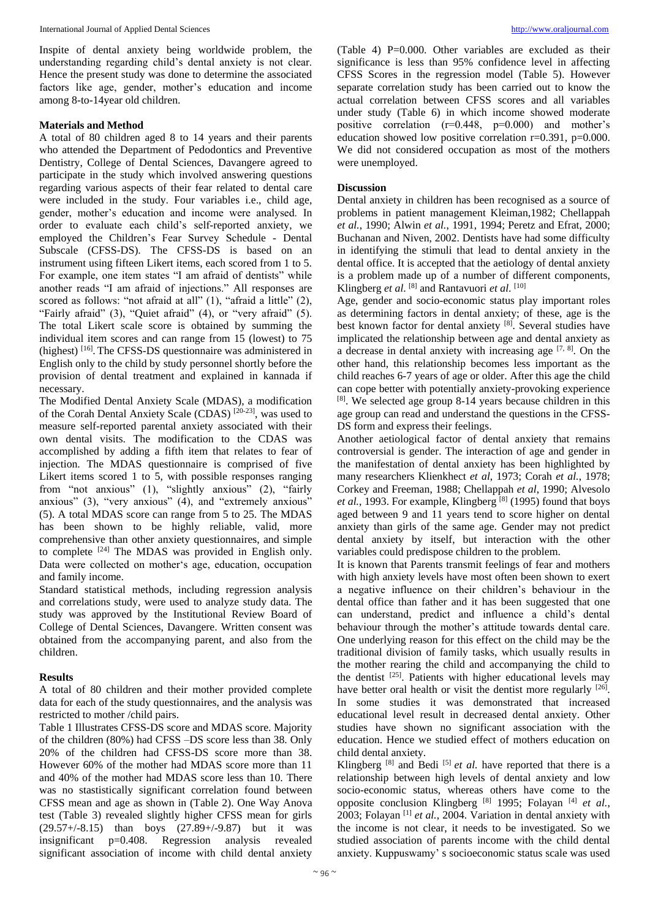Inspite of dental anxiety being worldwide problem, the understanding regarding child's dental anxiety is not clear. Hence the present study was done to determine the associated factors like age, gender, mother's education and income among 8-to-14year old children.

## Materials and Method

A total of 80 children aged 8 to 14 years and their parents who attended the Department of Pedodontics and Preventive Dentistry, College of Dental Sciences, Davangere agreed to participate in the study which involved answering questions regarding various aspects of their fear related to dental care were included in the study. Four variables i.e., child age, gender, mother's education and income were analysed. In order to evaluate each child's self-reported anxiety, we employed the Children's Fear Survey Schedule - Dental Subscale (CFSS-DS). The CFSS-DS is based on an instrument using fifteen Likert items, each scored from 1 to 5. For example, one item states "I am afraid of dentists" while another reads "I am afraid of injections." All responses are scored as follows: "not afraid at all" (1), "afraid a little" (2), "Fairly afraid" (3), "Quiet afraid" (4), or "very afraid" (5). The total Likert scale score is obtained by summing the individual item scores and can range from 15 (lowest) to 75 (highest) [16]. The CFSS-DS questionnaire was administered in English only to the child by study personnel shortly before the provision of dental treatment and explained in kannada if necessary.

The Modified Dental Anxiety Scale (MDAS), a modification of the Corah Dental Anxiety Scale (CDAS) [20-23], was used to measure self-reported parental anxiety associated with their own dental visits. The modification to the CDAS was accomplished by adding a fifth item that relates to fear of injection. The MDAS questionnaire is comprised of five Likert items scored 1 to 5, with possible responses ranging from "not anxious" (1), "slightly anxious" (2), "fairly anxious" (3), "very anxious" (4), and "extremely anxious" (5). A total MDAS score can range from 5 to 25. The MDAS has been shown to be highly reliable, valid, more comprehensive than other anxiety questionnaires, and simple to complete [24] The MDAS was provided in English only. Data were collected on mother's age, education, occupation and family income.

Standard statistical methods, including regression analysis and correlations study, were used to analyze study data. The study was approved by the Institutional Review Board of College of Dental Sciences, Davangere. Written consent was obtained from the accompanying parent, and also from the children.

## Results

A total of 80 children and their mother provided complete data for each of the study questionnaires, and the analysis was restricted to mother /child pairs.

Table 1 Illustrates CFSS-DS score and MDAS score. Majority of the children (80%) had CFSS –DS score less than 38. Only 20% of the children had CFSS-DS score more than 38. However 60% of the mother had MDAS score more than 11 and 40% of the mother had MDAS score less than 10. There was no stastistically significant correlation found between CFSS mean and age as shown in (Table 2). One Way Anova test (Table 3) revealed slightly higher CFSS mean for girls (29.57+/-8.15) than boys (27.89+/-9.87) but it was insignificant p=0.408. Regression analysis revealed significant association of income with child dental anxiety (Table 4) P=0.000. Other variables are excluded as their significance is less than 95% confidence level in affecting CFSS Scores in the regression model (Table 5). However separate correlation study has been carried out to know the actual correlation between CFSS scores and all variables under study (Table 6) in which income showed moderate positive correlation (r=0.448, p=0.000) and mother's education showed low positive correlation r=0.391, p=0.000. We did not considered occupation as most of the mothers were unemployed.

## Discussion

Dental anxiety in children has been recognised as a source of problems in patient management Kleiman,1982; Chellappah *et al.*, 1990; Alwin *et al.*, 1991, 1994; Peretz and Efrat, 2000; Buchanan and Niven, 2002. Dentists have had some difficulty in identifying the stimuli that lead to dental anxiety in the dental office. It is accepted that the aetiology of dental anxiety is a problem made up of a number of different components, Klingberg *et al.* [8] and Rantavuori *et al.* [10]

Age, gender and socio-economic status play important roles as determining factors in dental anxiety; of these, age is the best known factor for dental anxiety [8]. Several studies have implicated the relationship between age and dental anxiety as a decrease in dental anxiety with increasing age [7, 8]. On the other hand, this relationship becomes less important as the child reaches 6-7 years of age or older. After this age the child can cope better with potentially anxiety-provoking experience [8]. We selected age group 8-14 years because children in this age group can read and understand the questions in the CFSS-DS form and express their feelings.

Another aetiological factor of dental anxiety that remains controversial is gender. The interaction of age and gender in the manifestation of dental anxiety has been highlighted by many researchers Klienkhect *et al*, 1973; Corah *et al.*, 1978; Corkey and Freeman, 1988; Chellappah *et al*, 1990; Alvesolo *et al.*, 1993. For example, Klingberg [8] (1995) found that boys aged between 9 and 11 years tend to score higher on dental anxiety than girls of the same age. Gender may not predict dental anxiety by itself, but interaction with the other variables could predispose children to the problem.

It is known that Parents transmit feelings of fear and mothers with high anxiety levels have most often been shown to exert a negative influence on their children's behaviour in the dental office than father and it has been suggested that one can understand, predict and influence a child's dental behaviour through the mother's attitude towards dental care. One underlying reason for this effect on the child may be the traditional division of family tasks, which usually results in the mother rearing the child and accompanying the child to the dentist [25]. Patients with higher educational levels may have better oral health or visit the dentist more regularly [26]. In some studies it was demonstrated that increased educational level result in decreased dental anxiety. Other studies have shown no significant association with the education. Hence we studied effect of mothers education on child dental anxiety.

Klingberg [8] and Bedi [5] *et al.* have reported that there is a relationship between high levels of dental anxiety and low socio-economic status, whereas others have come to the opposite conclusion Klingberg [8] 1995; Folayan [4] *et al.*, 2003; Folayan [1] *et al.*, 2004. Variation in dental anxiety with the income is not clear, it needs to be investigated. So we studied association of parents income with the child dental anxiety. Kuppuswamy' s socioeconomic status scale was used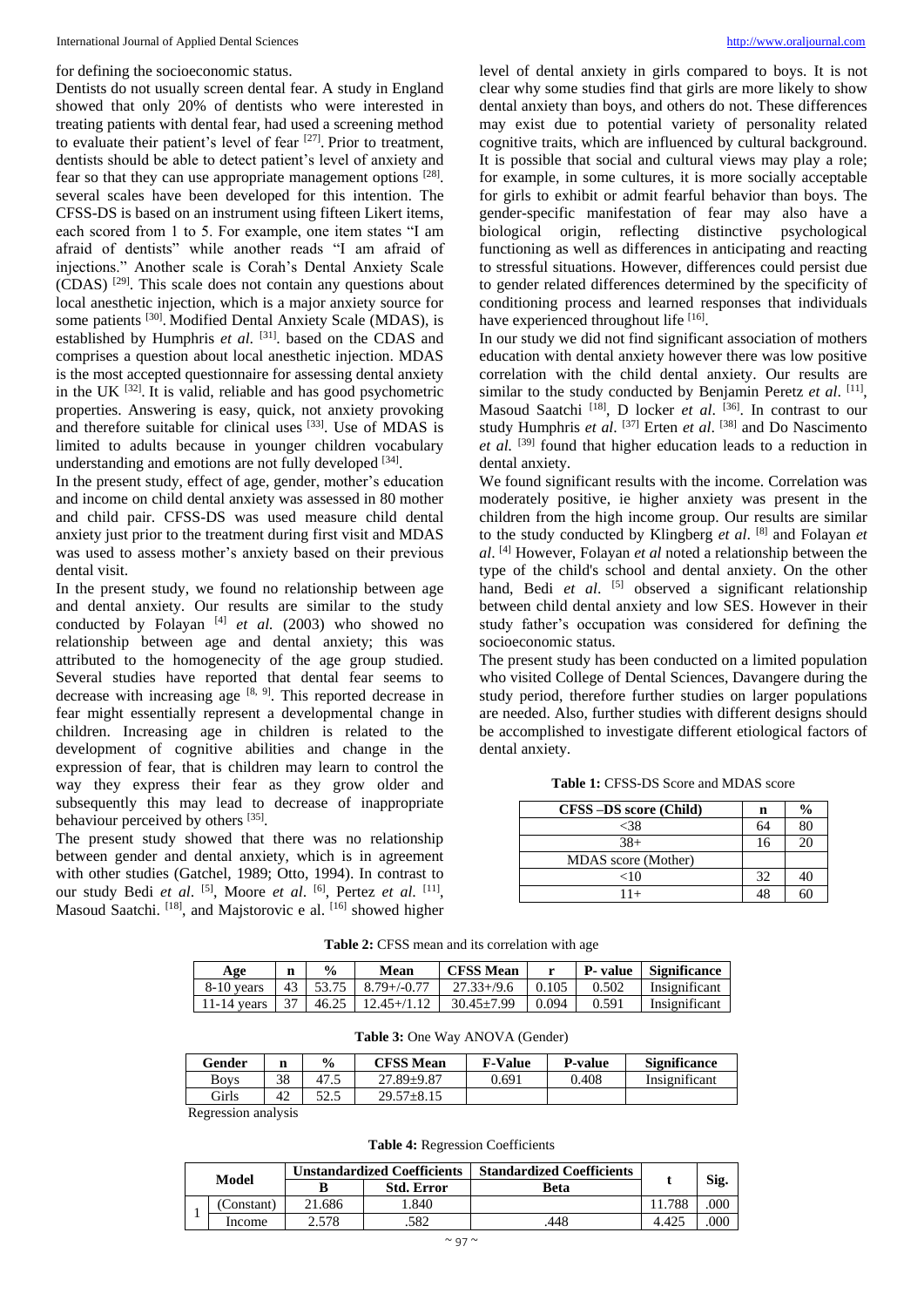for defining the socioeconomic status.

Dentists do not usually screen dental fear. A study in England showed that only 20% of dentists who were interested in treating patients with dental fear, had used a screening method to evaluate their patient's level of fear [27]. Prior to treatment, dentists should be able to detect patient's level of anxiety and fear so that they can use appropriate management options [28]. several scales have been developed for this intention. The CFSS-DS is based on an instrument using fifteen Likert items, each scored from 1 to 5. For example, one item states "I am afraid of dentists" while another reads "I am afraid of injections." Another scale is Corah's Dental Anxiety Scale (CDAS) [29]. This scale does not contain any questions about local anesthetic injection, which is a major anxiety source for some patients [30]. Modified Dental Anxiety Scale (MDAS), is established by Humphris *et al.* [31]. based on the CDAS and comprises a question about local anesthetic injection. MDAS is the most accepted questionnaire for assessing dental anxiety in the UK [32]. It is valid, reliable and has good psychometric properties. Answering is easy, quick, not anxiety provoking and therefore suitable for clinical uses [33]. Use of MDAS is limited to adults because in younger children vocabulary understanding and emotions are not fully developed [34].

In the present study, effect of age, gender, mother's education and income on child dental anxiety was assessed in 80 mother and child pair. CFSS-DS was used measure child dental anxiety just prior to the treatment during first visit and MDAS was used to assess mother's anxiety based on their previous dental visit.

In the present study, we found no relationship between age and dental anxiety. Our results are similar to the study conducted by Folayan [4] *et al.* (2003) who showed no relationship between age and dental anxiety; this was attributed to the homogenecity of the age group studied. Several studies have reported that dental fear seems to decrease with increasing age [8, 9]. This reported decrease in fear might essentially represent a developmental change in children. Increasing age in children is related to the development of cognitive abilities and change in the expression of fear, that is children may learn to control the way they express their fear as they grow older and subsequently this may lead to decrease of inappropriate behaviour perceived by others [35].

The present study showed that there was no relationship between gender and dental anxiety, which is in agreement with other studies (Gatchel, 1989; Otto, 1994). In contrast to our study Bedi *et al*. [5], Moore *et al*. [6], Pertez *et al.* [11], Masoud Saatchi. [18], and Majstorovic e al. [16] showed higher level of dental anxiety in girls compared to boys. It is not clear why some studies find that girls are more likely to show dental anxiety than boys, and others do not. These differences may exist due to potential variety of personality related cognitive traits, which are influenced by cultural background. It is possible that social and cultural views may play a role; for example, in some cultures, it is more socially acceptable for girls to exhibit or admit fearful behavior than boys. The gender-specific manifestation of fear may also have a biological origin, reflecting distinctive psychological functioning as well as differences in anticipating and reacting to stressful situations. However, differences could persist due to gender related differences determined by the specificity of conditioning process and learned responses that individuals have experienced throughout life [16].

In our study we did not find significant association of mothers education with dental anxiety however there was low positive correlation with the child dental anxiety. Our results are similar to the study conducted by Benjamin Peretz *et al*. [11], Masoud Saatchi [18], D locker *et al*. [36]. In contrast to our study Humphris *et al*. [37] Erten *et al*. [38] and Do Nascimento *et al.* [39] found that higher education leads to a reduction in dental anxiety.

We found significant results with the income. Correlation was moderately positive, ie higher anxiety was present in the children from the high income group. Our results are similar to the study conducted by Klingberg *et al*. [8] and Folayan *et al*. [4] However, Folayan *et al* noted a relationship between the type of the child's school and dental anxiety. On the other hand, Bedi *et al*. [5] observed a significant relationship between child dental anxiety and low SES. However in their study father's occupation was considered for defining the socioeconomic status.

The present study has been conducted on a limited population who visited College of Dental Sciences, Davangere during the study period, therefore further studies on larger populations are needed. Also, further studies with different designs should be accomplished to investigate different etiological factors of dental anxiety.

**Table 1:** CFSS-DS Score and MDAS score

| CFSS –DS score (Child) | n | % |
|---|---|---|
| <38 | 64 | 80 |
| 38+ | 16 | 20 |
| MDAS score (Mother) | | |
| <10 | 32 | 40 |
| 11+ | 48 | 60 |

**Table 2:** CFSS mean and its correlation with age

| Age | n | % | Mean | CFSS Mean | r | P- value | Significance |
|---|---|---|---|---|---|---|---|
| 8-10 years | 43 | 53.75 | 8.79+/-0.77 | 27.33+/9.6 | 0.105 | 0.502 | Insignificant |
| 11-14 years | 37 | 46.25 | 12.45+/1.12 | 30.45±7.99 | 0.094 | 0.591 | Insignificant |

**Table 3:** One Way ANOVA (Gender)

| Gender | n | % | CFSS Mean | F-Value | P-value | Significance |
|---|---|---|---|---|---|---|
| Boys | 38 | 47.5 | 27.89±9.87 | 0.691 | 0.408 | Insignificant |
| Girls | 42 | 52.5 | 29.57±8.15 | | | |

Regression analysis

**Table 4:** Regression Coefficients

| | Model | Unstandardized Coefficients | | Standardized Coefficients | t | Sig. |
|---|---|---|---|---|---|---|
| | | B | Std. Error | Beta | | |
| 1 | (Constant) | 21.686 | 1.840 | | 11.788 | .000 |
| | Income | 2.578 | .582 | .448 | 4.425 | .000 |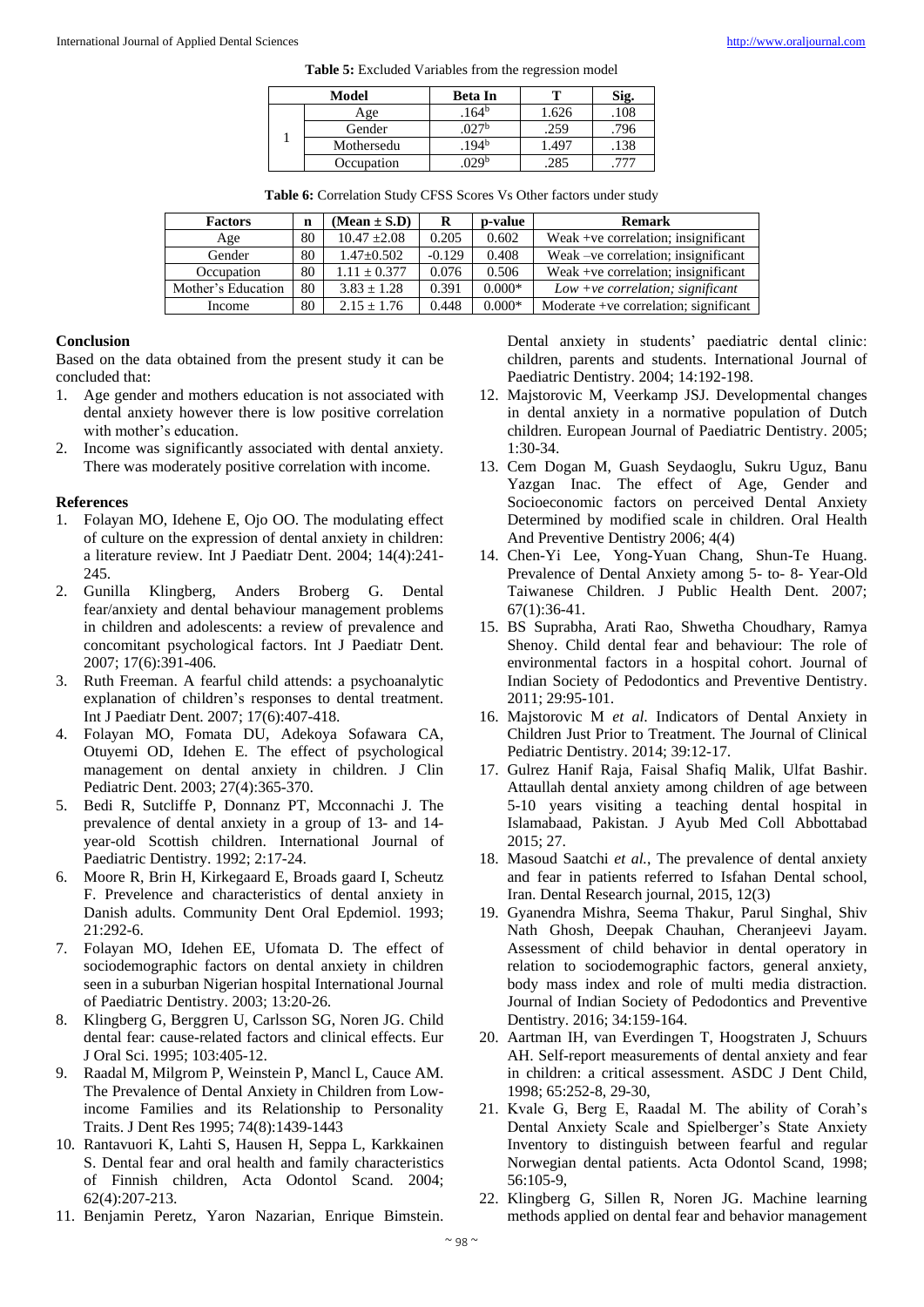**Table 5:** Excluded Variables from the regression model

| Model | | Beta In | T | Sig. |
|---|---|---|---|---|
| 1 | Age | .164[b] | 1.626 | .108 |
| | Gender | .027[b] | .259 | .796 |
| | Mothersedu | .194[b] | 1.497 | .138 |
| | Occupation | .029[b] | .285 | .777 |

**Table 6:** Correlation Study CFSS Scores Vs Other factors under study

| Factors | n | (Mean ± S.D) | R | p-value | Remark |
|---|---|---|---|---|---|
| Age | 80 | 10.47 ±2.08 | 0.205 | 0.602 | Weak +ve correlation; insignificant |
| Gender | 80 | 1.47±0.502 | -0.129 | 0.408 | Weak –ve correlation; insignificant |
| Occupation | 80 | 1.11 ± 0.377 | 0.076 | 0.506 | Weak +ve correlation; insignificant |
| Mother's Education | 80 | 3.83 ± 1.28 | 0.391 | 0.000* | *Low +ve correlation; significant* |
| Income | 80 | 2.15 ± 1.76 | 0.448 | 0.000* | Moderate +ve correlation; significant |

**Conclusion**

Based on the data obtained from the present study it can be concluded that:

1. Age gender and mothers education is not associated with dental anxiety however there is low positive correlation with mother's education.
2. Income was significantly associated with dental anxiety. There was moderately positive correlation with income.

**References**

1. Folayan MO, Idehene E, Ojo OO. The modulating effect of culture on the expression of dental anxiety in children: a literature review. Int J Paediatr Dent. 2004; 14(4):241-245.
2. Gunilla Klingberg, Anders Broberg G. Dental fear/anxiety and dental behaviour management problems in children and adolescents: a review of prevalence and concomitant psychological factors. Int J Paediatr Dent. 2007; 17(6):391-406.
3. Ruth Freeman. A fearful child attends: a psychoanalytic explanation of children's responses to dental treatment. Int J Paediatr Dent. 2007; 17(6):407-418.
4. Folayan MO, Fomata DU, Adekoya Sofawara CA, Otuyemi OD, Idehen E. The effect of psychological management on dental anxiety in children. J Clin Pediatric Dent. 2003; 27(4):365-370.
5. Bedi R, Sutcliffe P, Donnanz PT, Mcconnachi J. The prevalence of dental anxiety in a group of 13- and 14-year-old Scottish children. International Journal of Paediatric Dentistry. 1992; 2:17-24.
6. Moore R, Brin H, Kirkegaard E, Broads gaard I, Scheutz F. Prevelence and characteristics of dental anxiety in Danish adults. Community Dent Oral Epdemiol. 1993; 21:292-6.
7. Folayan MO, Idehen EE, Ufomata D. The effect of sociodemographic factors on dental anxiety in children seen in a suburban Nigerian hospital International Journal of Paediatric Dentistry. 2003; 13:20-26.
8. Klingberg G, Berggren U, Carlsson SG, Noren JG. Child dental fear: cause-related factors and clinical effects. Eur J Oral Sci. 1995; 103:405-12.
9. Raadal M, Milgrom P, Weinstein P, Mancl L, Cauce AM. The Prevalence of Dental Anxiety in Children from Low-income Families and its Relationship to Personality Traits. J Dent Res 1995; 74(8):1439-1443
10. Rantavuori K, Lahti S, Hausen H, Seppa L, Karkkainen S. Dental fear and oral health and family characteristics of Finnish children, Acta Odontol Scand. 2004; 62(4):207-213.
11. Benjamin Peretz, Yaron Nazarian, Enrique Bimstein. Dental anxiety in students' paediatric dental clinic: children, parents and students. International Journal of Paediatric Dentistry. 2004; 14:192-198.
12. Majstorovic M, Veerkamp JSJ. Developmental changes in dental anxiety in a normative population of Dutch children. European Journal of Paediatric Dentistry. 2005; 1:30-34.
13. Cem Dogan M, Guash Seydaoglu, Sukru Uguz, Banu Yazgan Inac. The effect of Age, Gender and Socioeconomic factors on perceived Dental Anxiety Determined by modified scale in children. Oral Health And Preventive Dentistry 2006; 4(4)
14. Chen-Yi Lee, Yong-Yuan Chang, Shun-Te Huang. Prevalence of Dental Anxiety among 5- to- 8- Year-Old Taiwanese Children. J Public Health Dent. 2007; 67(1):36-41.
15. BS Suprabha, Arati Rao, Shwetha Choudhary, Ramya Shenoy. Child dental fear and behaviour: The role of environmental factors in a hospital cohort. Journal of Indian Society of Pedodontics and Preventive Dentistry. 2011; 29:95-101.
16. Majstorovic M *et al*. Indicators of Dental Anxiety in Children Just Prior to Treatment. The Journal of Clinical Pediatric Dentistry. 2014; 39:12-17.
17. Gulrez Hanif Raja, Faisal Shafiq Malik, Ulfat Bashir. Attaullah dental anxiety among children of age between 5-10 years visiting a teaching dental hospital in Islamabaad, Pakistan. J Ayub Med Coll Abbottabad 2015; 27.
18. Masoud Saatchi *et al.*, The prevalence of dental anxiety and fear in patients referred to Isfahan Dental school, Iran. Dental Research journal, 2015, 12(3)
19. Gyanendra Mishra, Seema Thakur, Parul Singhal, Shiv Nath Ghosh, Deepak Chauhan, Cheranjeevi Jayam. Assessment of child behavior in dental operatory in relation to sociodemographic factors, general anxiety, body mass index and role of multi media distraction. Journal of Indian Society of Pedodontics and Preventive Dentistry. 2016; 34:159-164.
20. Aartman IH, van Everdingen T, Hoogstraten J, Schuurs AH. Self-report measurements of dental anxiety and fear in children: a critical assessment. ASDC J Dent Child, 1998; 65:252-8, 29-30,
21. Kvale G, Berg E, Raadal M. The ability of Corah's Dental Anxiety Scale and Spielberger's State Anxiety Inventory to distinguish between fearful and regular Norwegian dental patients. Acta Odontol Scand, 1998; 56:105-9,
22. Klingberg G, Sillen R, Noren JG. Machine learning methods applied on dental fear and behavior management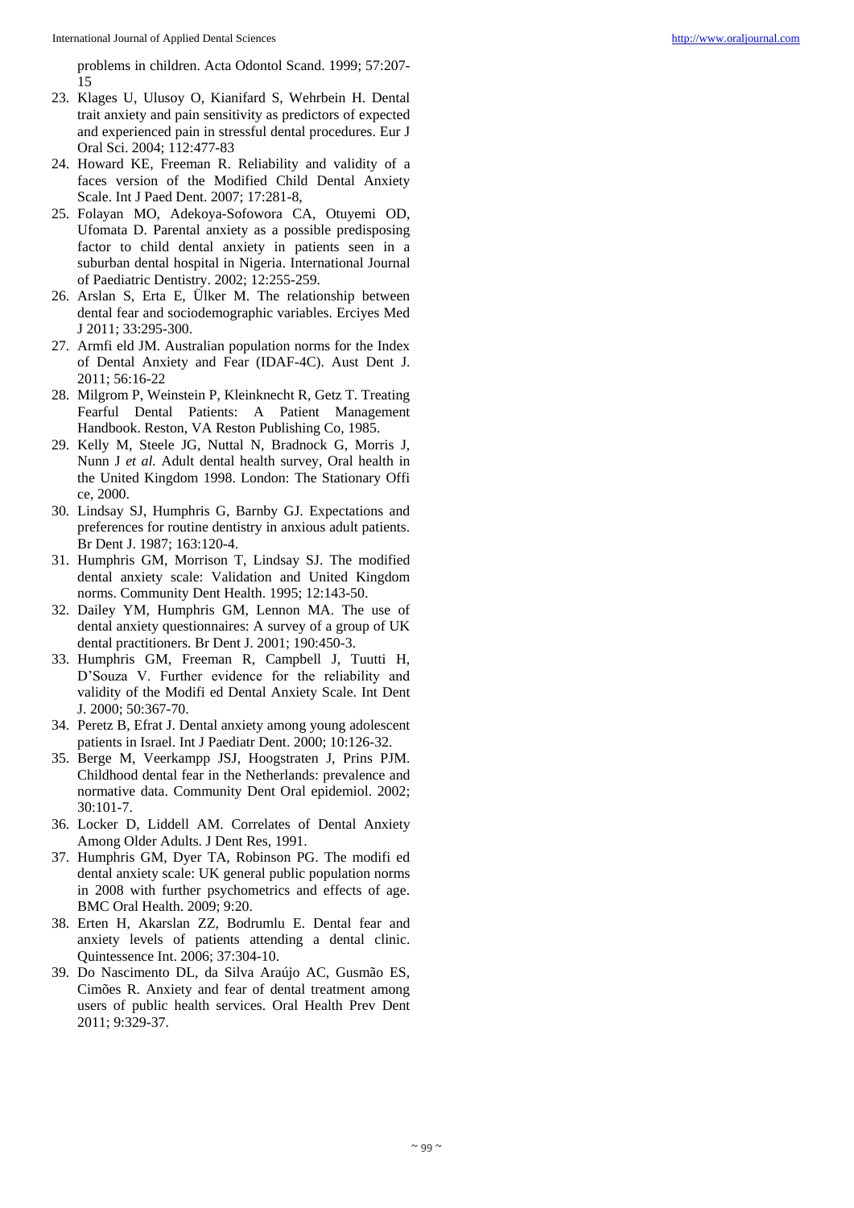problems in children. Acta Odontol Scand. 1999; 57:207-15

23. Klages U, Ulusoy O, Kianifard S, Wehrbein H. Dental trait anxiety and pain sensitivity as predictors of expected and experienced pain in stressful dental procedures. Eur J Oral Sci. 2004; 112:477-83
24. Howard KE, Freeman R. Reliability and validity of a faces version of the Modified Child Dental Anxiety Scale. Int J Paed Dent. 2007; 17:281-8,
25. Folayan MO, Adekoya-Sofowora CA, Otuyemi OD, Ufomata D. Parental anxiety as a possible predisposing factor to child dental anxiety in patients seen in a suburban dental hospital in Nigeria. International Journal of Paediatric Dentistry. 2002; 12:255-259.
26. Arslan S, Erta E, Ülker M. The relationship between dental fear and sociodemographic variables. Erciyes Med J 2011; 33:295-300.
27. Armfi eld JM. Australian population norms for the Index of Dental Anxiety and Fear (IDAF-4C). Aust Dent J. 2011; 56:16-22
28. Milgrom P, Weinstein P, Kleinknecht R, Getz T. Treating Fearful Dental Patients: A Patient Management Handbook. Reston, VA Reston Publishing Co, 1985.
29. Kelly M, Steele JG, Nuttal N, Bradnock G, Morris J, Nunn J *et al.* Adult dental health survey, Oral health in the United Kingdom 1998. London: The Stationary Offi ce, 2000.
30. Lindsay SJ, Humphris G, Barnby GJ. Expectations and preferences for routine dentistry in anxious adult patients. Br Dent J. 1987; 163:120-4.
31. Humphris GM, Morrison T, Lindsay SJ. The modified dental anxiety scale: Validation and United Kingdom norms. Community Dent Health. 1995; 12:143-50.
32. Dailey YM, Humphris GM, Lennon MA. The use of dental anxiety questionnaires: A survey of a group of UK dental practitioners. Br Dent J. 2001; 190:450-3.
33. Humphris GM, Freeman R, Campbell J, Tuutti H, D'Souza V. Further evidence for the reliability and validity of the Modifi ed Dental Anxiety Scale. Int Dent J. 2000; 50:367-70.
34. Peretz B, Efrat J. Dental anxiety among young adolescent patients in Israel. Int J Paediatr Dent. 2000; 10:126-32.
35. Berge M, Veerkampp JSJ, Hoogstraten J, Prins PJM. Childhood dental fear in the Netherlands: prevalence and normative data. Community Dent Oral epidemiol. 2002; 30:101-7.
36. Locker D, Liddell AM. Correlates of Dental Anxiety Among Older Adults. J Dent Res, 1991.
37. Humphris GM, Dyer TA, Robinson PG. The modifi ed dental anxiety scale: UK general public population norms in 2008 with further psychometrics and effects of age. BMC Oral Health. 2009; 9:20.
38. Erten H, Akarslan ZZ, Bodrumlu E. Dental fear and anxiety levels of patients attending a dental clinic. Quintessence Int. 2006; 37:304-10.
39. Do Nascimento DL, da Silva Araújo AC, Gusmão ES, Cimões R. Anxiety and fear of dental treatment among users of public health services. Oral Health Prev Dent 2011; 9:329-37.